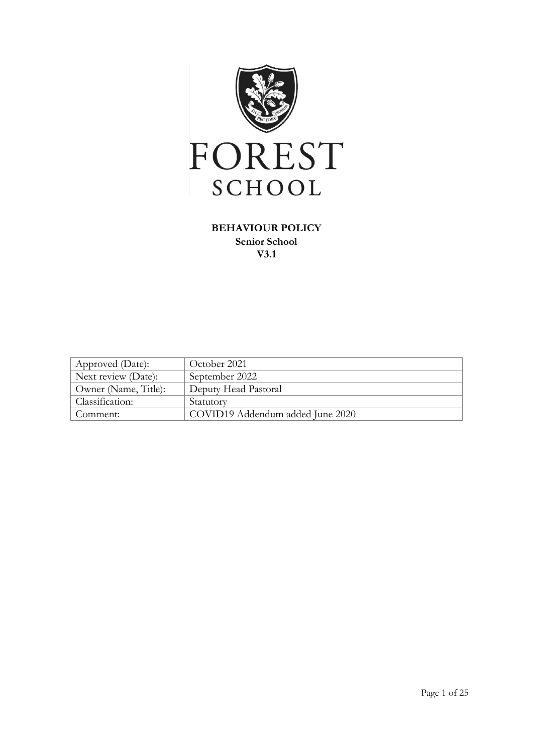# FOREST SCHOOL

**BEHAVIOUR POLICY**
**Senior School**
**V3.1**

| Approved (Date): | October 2021 |
|---|---|
| Next review (Date): | September 2022 |
| Owner (Name, Title): | Deputy Head Pastoral |
| Classification: | Statutory |
| Comment: | COVID19 Addendum added June 2020 |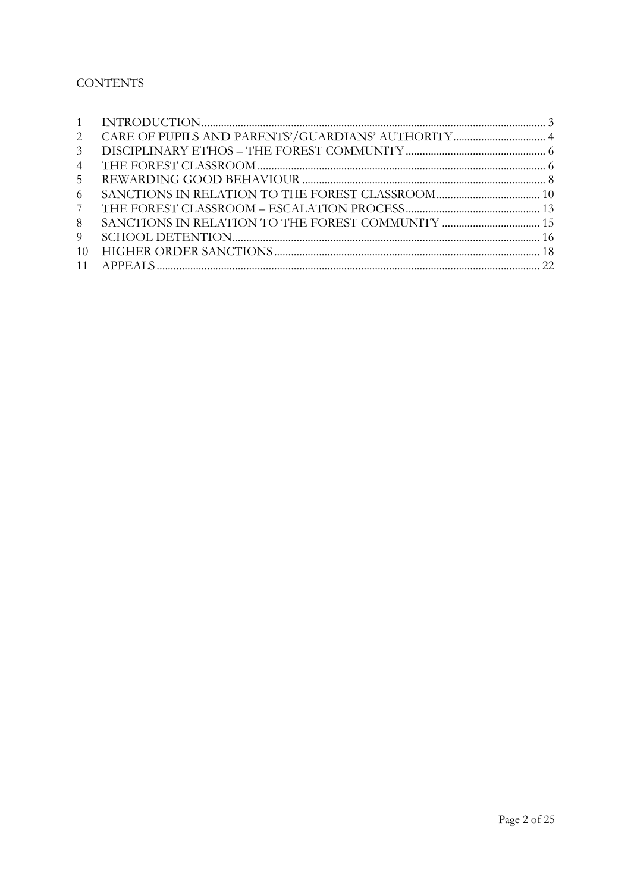CONTENTS

| | | |
|---|---|---|
| 1 | INTRODUCTION | 3 |
| 2 | CARE OF PUPILS AND PARENTS'/GUARDIANS' AUTHORITY | 4 |
| 3 | DISCIPLINARY ETHOS – THE FOREST COMMUNITY | 6 |
| 4 | THE FOREST CLASSROOM | 6 |
| 5 | REWARDING GOOD BEHAVIOUR | 8 |
| 6 | SANCTIONS IN RELATION TO THE FOREST CLASSROOM | 10 |
| 7 | THE FOREST CLASSROOM – ESCALATION PROCESS | 13 |
| 8 | SANCTIONS IN RELATION TO THE FOREST COMMUNITY | 15 |
| 9 | SCHOOL DETENTION | 16 |
| 10 | HIGHER ORDER SANCTIONS | 18 |
| 11 | APPEALS | 22 |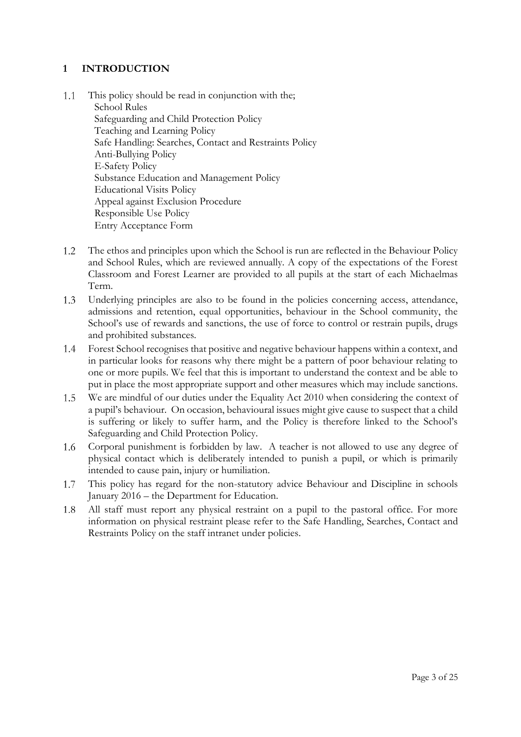## 1 INTRODUCTION

1.1 This policy should be read in conjunction with the;
    - School Rules
    - Safeguarding and Child Protection Policy
    - Teaching and Learning Policy
    - Safe Handling: Searches, Contact and Restraints Policy
    - Anti-Bullying Policy
    - E-Safety Policy
    - Substance Education and Management Policy
    - Educational Visits Policy
    - Appeal against Exclusion Procedure
    - Responsible Use Policy
    - Entry Acceptance Form

1.2 The ethos and principles upon which the School is run are reflected in the Behaviour Policy and School Rules, which are reviewed annually. A copy of the expectations of the Forest Classroom and Forest Learner are provided to all pupils at the start of each Michaelmas Term.

1.3 Underlying principles are also to be found in the policies concerning access, attendance, admissions and retention, equal opportunities, behaviour in the School community, the School's use of rewards and sanctions, the use of force to control or restrain pupils, drugs and prohibited substances.

1.4 Forest School recognises that positive and negative behaviour happens within a context, and in particular looks for reasons why there might be a pattern of poor behaviour relating to one or more pupils. We feel that this is important to understand the context and be able to put in place the most appropriate support and other measures which may include sanctions.

1.5 We are mindful of our duties under the Equality Act 2010 when considering the context of a pupil's behaviour. On occasion, behavioural issues might give cause to suspect that a child is suffering or likely to suffer harm, and the Policy is therefore linked to the School's Safeguarding and Child Protection Policy.

1.6 Corporal punishment is forbidden by law. A teacher is not allowed to use any degree of physical contact which is deliberately intended to punish a pupil, or which is primarily intended to cause pain, injury or humiliation.

1.7 This policy has regard for the non-statutory advice Behaviour and Discipline in schools January 2016 – the Department for Education.

1.8 All staff must report any physical restraint on a pupil to the pastoral office. For more information on physical restraint please refer to the Safe Handling, Searches, Contact and Restraints Policy on the staff intranet under policies.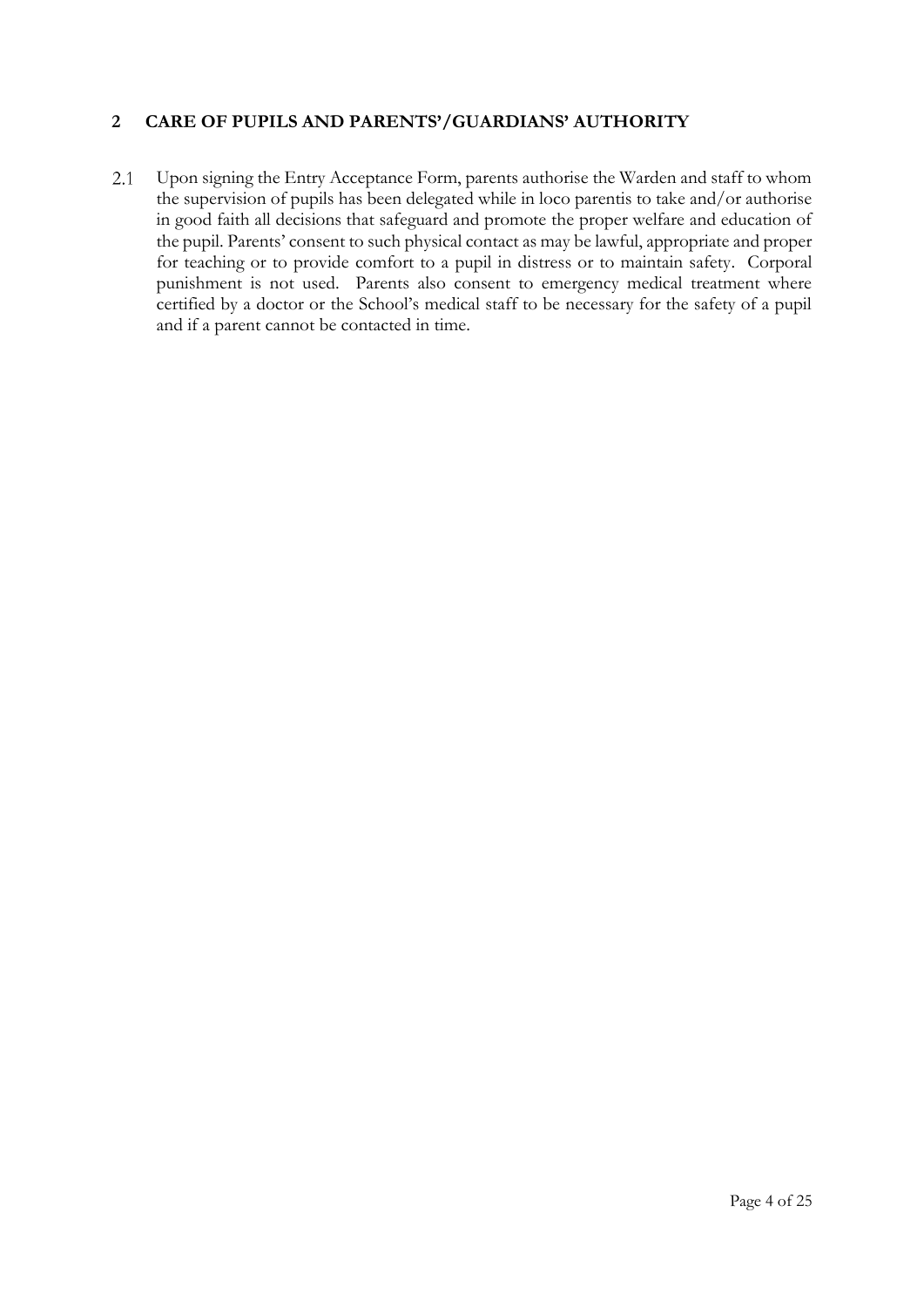## 2 CARE OF PUPILS AND PARENTS'/GUARDIANS' AUTHORITY

2.1 Upon signing the Entry Acceptance Form, parents authorise the Warden and staff to whom the supervision of pupils has been delegated while in loco parentis to take and/or authorise in good faith all decisions that safeguard and promote the proper welfare and education of the pupil. Parents' consent to such physical contact as may be lawful, appropriate and proper for teaching or to provide comfort to a pupil in distress or to maintain safety. Corporal punishment is not used. Parents also consent to emergency medical treatment where certified by a doctor or the School's medical staff to be necessary for the safety of a pupil and if a parent cannot be contacted in time.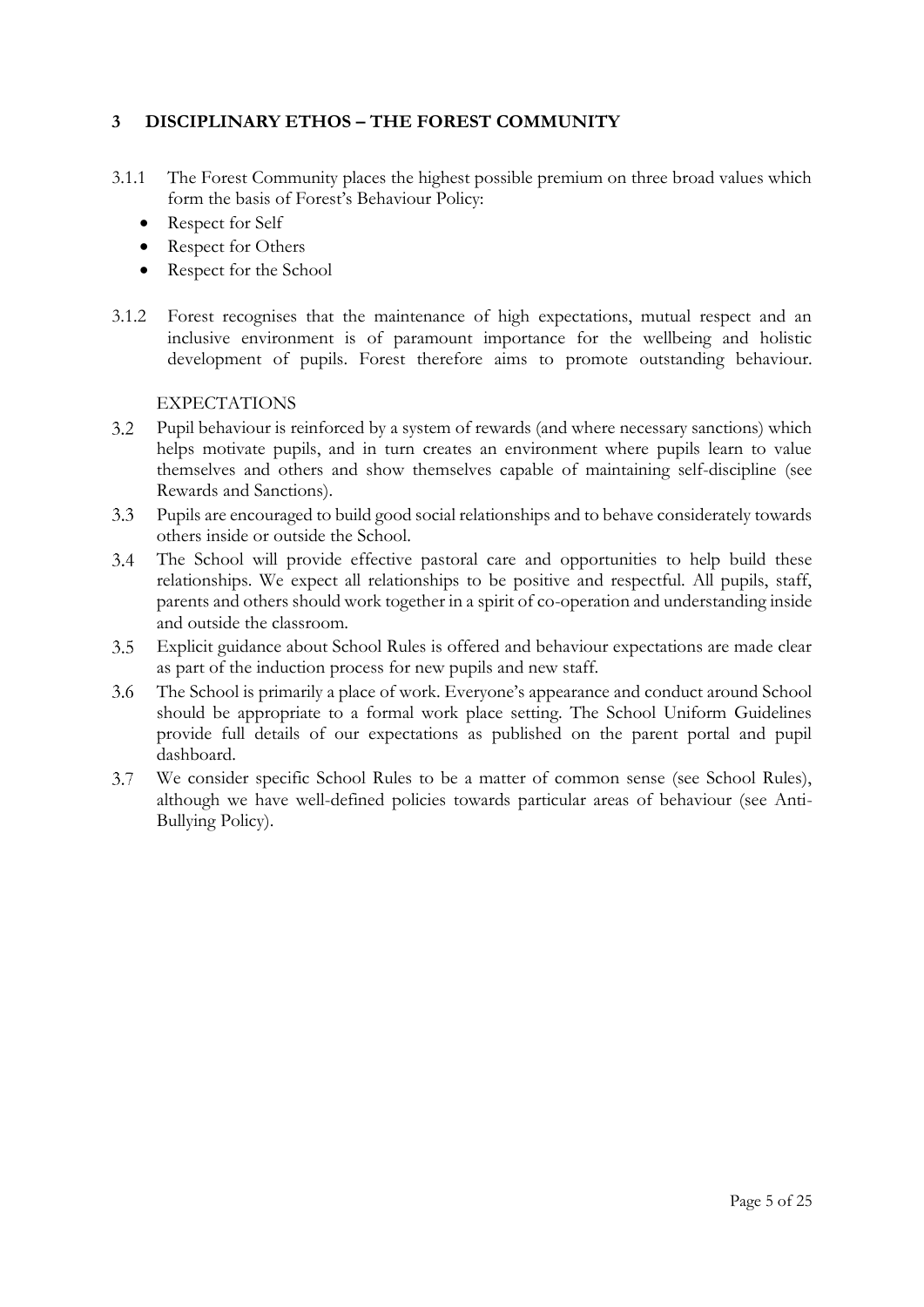## 3 DISCIPLINARY ETHOS – THE FOREST COMMUNITY

3.1.1 The Forest Community places the highest possible premium on three broad values which form the basis of Forest's Behaviour Policy:

- Respect for Self
- Respect for Others
- Respect for the School

3.1.2 Forest recognises that the maintenance of high expectations, mutual respect and an inclusive environment is of paramount importance for the wellbeing and holistic development of pupils. Forest therefore aims to promote outstanding behaviour.

EXPECTATIONS

3.2 Pupil behaviour is reinforced by a system of rewards (and where necessary sanctions) which helps motivate pupils, and in turn creates an environment where pupils learn to value themselves and others and show themselves capable of maintaining self-discipline (see Rewards and Sanctions).

3.3 Pupils are encouraged to build good social relationships and to behave considerately towards others inside or outside the School.

3.4 The School will provide effective pastoral care and opportunities to help build these relationships. We expect all relationships to be positive and respectful. All pupils, staff, parents and others should work together in a spirit of co-operation and understanding inside and outside the classroom.

3.5 Explicit guidance about School Rules is offered and behaviour expectations are made clear as part of the induction process for new pupils and new staff.

3.6 The School is primarily a place of work. Everyone's appearance and conduct around School should be appropriate to a formal work place setting. The School Uniform Guidelines provide full details of our expectations as published on the parent portal and pupil dashboard.

3.7 We consider specific School Rules to be a matter of common sense (see School Rules), although we have well-defined policies towards particular areas of behaviour (see Anti-Bullying Policy).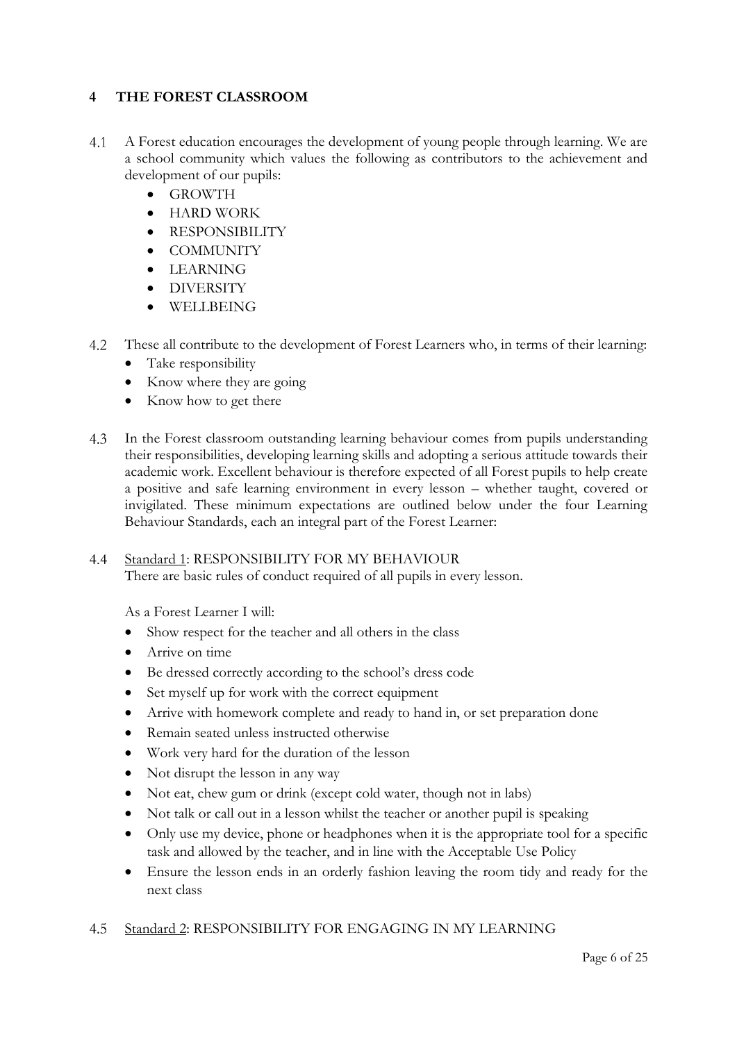## 4 THE FOREST CLASSROOM

4.1 A Forest education encourages the development of young people through learning. We are a school community which values the following as contributors to the achievement and development of our pupils:

- GROWTH
- HARD WORK
- RESPONSIBILITY
- COMMUNITY
- LEARNING
- DIVERSITY
- WELLBEING

4.2 These all contribute to the development of Forest Learners who, in terms of their learning:

- Take responsibility
- Know where they are going
- Know how to get there

4.3 In the Forest classroom outstanding learning behaviour comes from pupils understanding their responsibilities, developing learning skills and adopting a serious attitude towards their academic work. Excellent behaviour is therefore expected of all Forest pupils to help create a positive and safe learning environment in every lesson – whether taught, covered or invigilated. These minimum expectations are outlined below under the four Learning Behaviour Standards, each an integral part of the Forest Learner:

4.4 <u>Standard 1</u>: RESPONSIBILITY FOR MY BEHAVIOUR
There are basic rules of conduct required of all pupils in every lesson.

As a Forest Learner I will:

- Show respect for the teacher and all others in the class
- Arrive on time
- Be dressed correctly according to the school's dress code
- Set myself up for work with the correct equipment
- Arrive with homework complete and ready to hand in, or set preparation done
- Remain seated unless instructed otherwise
- Work very hard for the duration of the lesson
- Not disrupt the lesson in any way
- Not eat, chew gum or drink (except cold water, though not in labs)
- Not talk or call out in a lesson whilst the teacher or another pupil is speaking
- Only use my device, phone or headphones when it is the appropriate tool for a specific task and allowed by the teacher, and in line with the Acceptable Use Policy
- Ensure the lesson ends in an orderly fashion leaving the room tidy and ready for the next class

4.5 <u>Standard 2</u>: RESPONSIBILITY FOR ENGAGING IN MY LEARNING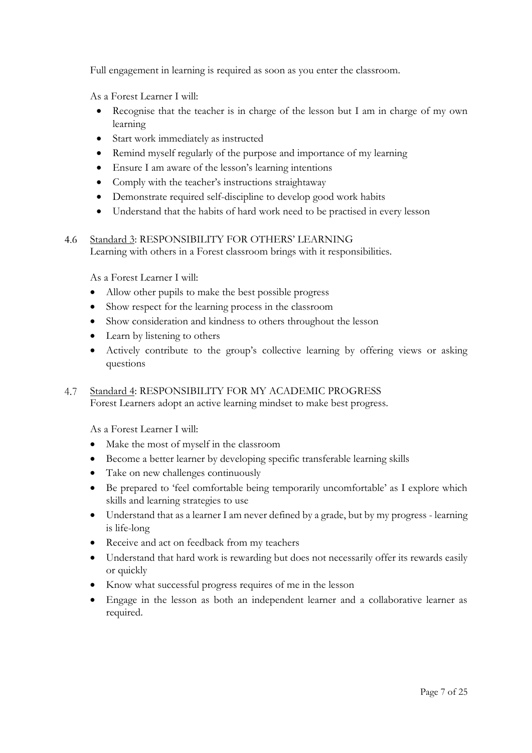Full engagement in learning is required as soon as you enter the classroom.

As a Forest Learner I will:

- Recognise that the teacher is in charge of the lesson but I am in charge of my own learning
- Start work immediately as instructed
- Remind myself regularly of the purpose and importance of my learning
- Ensure I am aware of the lesson's learning intentions
- Comply with the teacher's instructions straightaway
- Demonstrate required self-discipline to develop good work habits
- Understand that the habits of hard work need to be practised in every lesson

4.6 Standard 3: RESPONSIBILITY FOR OTHERS' LEARNING

Learning with others in a Forest classroom brings with it responsibilities.

As a Forest Learner I will:

- Allow other pupils to make the best possible progress
- Show respect for the learning process in the classroom
- Show consideration and kindness to others throughout the lesson
- Learn by listening to others
- Actively contribute to the group's collective learning by offering views or asking questions

4.7 Standard 4: RESPONSIBILITY FOR MY ACADEMIC PROGRESS

Forest Learners adopt an active learning mindset to make best progress.

As a Forest Learner I will:

- Make the most of myself in the classroom
- Become a better learner by developing specific transferable learning skills
- Take on new challenges continuously
- Be prepared to 'feel comfortable being temporarily uncomfortable' as I explore which skills and learning strategies to use
- Understand that as a learner I am never defined by a grade, but by my progress - learning is life-long
- Receive and act on feedback from my teachers
- Understand that hard work is rewarding but does not necessarily offer its rewards easily or quickly
- Know what successful progress requires of me in the lesson
- Engage in the lesson as both an independent learner and a collaborative learner as required.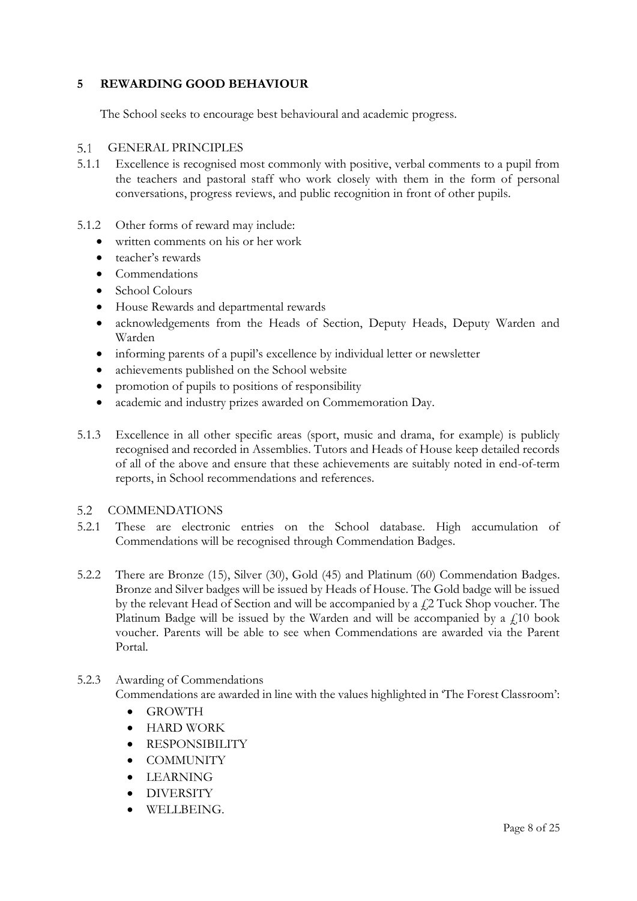## 5 REWARDING GOOD BEHAVIOUR

The School seeks to encourage best behavioural and academic progress.

### 5.1 GENERAL PRINCIPLES

5.1.1 Excellence is recognised most commonly with positive, verbal comments to a pupil from the teachers and pastoral staff who work closely with them in the form of personal conversations, progress reviews, and public recognition in front of other pupils.

5.1.2 Other forms of reward may include:

- written comments on his or her work
- teacher's rewards
- Commendations
- School Colours
- House Rewards and departmental rewards
- acknowledgements from the Heads of Section, Deputy Heads, Deputy Warden and Warden
- informing parents of a pupil's excellence by individual letter or newsletter
- achievements published on the School website
- promotion of pupils to positions of responsibility
- academic and industry prizes awarded on Commemoration Day.

5.1.3 Excellence in all other specific areas (sport, music and drama, for example) is publicly recognised and recorded in Assemblies. Tutors and Heads of House keep detailed records of all of the above and ensure that these achievements are suitably noted in end-of-term reports, in School recommendations and references.

### 5.2 COMMENDATIONS

5.2.1 These are electronic entries on the School database. High accumulation of Commendations will be recognised through Commendation Badges.

5.2.2 There are Bronze (15), Silver (30), Gold (45) and Platinum (60) Commendation Badges. Bronze and Silver badges will be issued by Heads of House. The Gold badge will be issued by the relevant Head of Section and will be accompanied by a £2 Tuck Shop voucher. The Platinum Badge will be issued by the Warden and will be accompanied by a £10 book voucher. Parents will be able to see when Commendations are awarded via the Parent Portal.

5.2.3 Awarding of Commendations

Commendations are awarded in line with the values highlighted in 'The Forest Classroom':

- GROWTH
- HARD WORK
- RESPONSIBILITY
- COMMUNITY
- LEARNING
- DIVERSITY
- WELLBEING.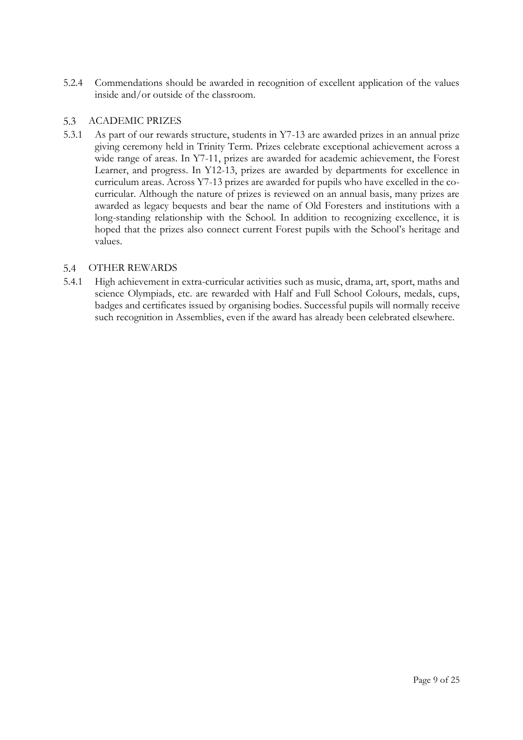5.2.4 Commendations should be awarded in recognition of excellent application of the values inside and/or outside of the classroom.

## 5.3 ACADEMIC PRIZES

5.3.1 As part of our rewards structure, students in Y7-13 are awarded prizes in an annual prize giving ceremony held in Trinity Term. Prizes celebrate exceptional achievement across a wide range of areas. In Y7-11, prizes are awarded for academic achievement, the Forest Learner, and progress. In Y12-13, prizes are awarded by departments for excellence in curriculum areas. Across Y7-13 prizes are awarded for pupils who have excelled in the co-curricular. Although the nature of prizes is reviewed on an annual basis, many prizes are awarded as legacy bequests and bear the name of Old Foresters and institutions with a long-standing relationship with the School. In addition to recognizing excellence, it is hoped that the prizes also connect current Forest pupils with the School's heritage and values.

## 5.4 OTHER REWARDS

5.4.1 High achievement in extra-curricular activities such as music, drama, art, sport, maths and science Olympiads, etc. are rewarded with Half and Full School Colours, medals, cups, badges and certificates issued by organising bodies. Successful pupils will normally receive such recognition in Assemblies, even if the award has already been celebrated elsewhere.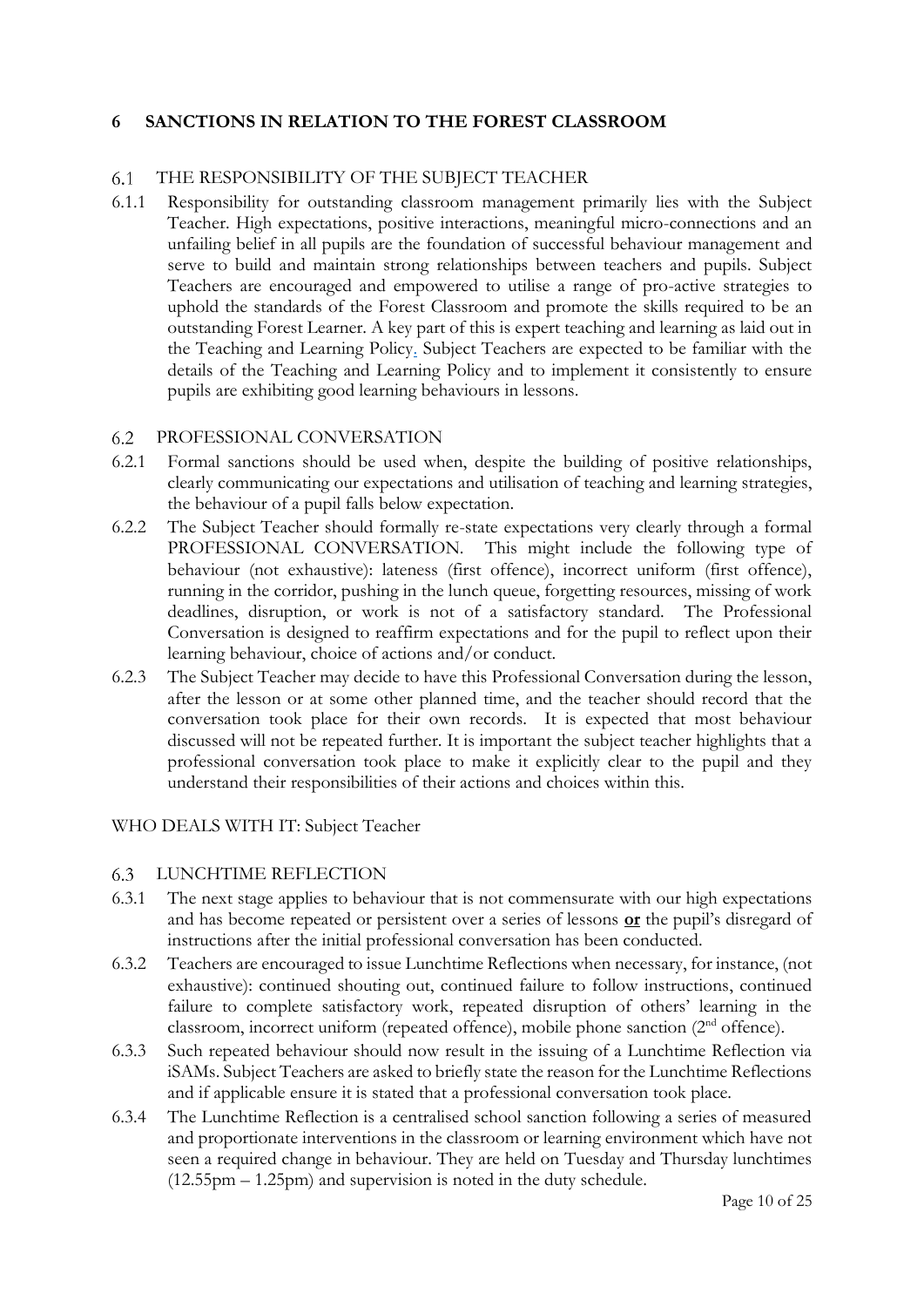## 6 SANCTIONS IN RELATION TO THE FOREST CLASSROOM

### 6.1 THE RESPONSIBILITY OF THE SUBJECT TEACHER

6.1.1 Responsibility for outstanding classroom management primarily lies with the Subject Teacher. High expectations, positive interactions, meaningful micro-connections and an unfailing belief in all pupils are the foundation of successful behaviour management and serve to build and maintain strong relationships between teachers and pupils. Subject Teachers are encouraged and empowered to utilise a range of pro-active strategies to uphold the standards of the Forest Classroom and promote the skills required to be an outstanding Forest Learner. A key part of this is expert teaching and learning as laid out in the Teaching and Learning Policy. Subject Teachers are expected to be familiar with the details of the Teaching and Learning Policy and to implement it consistently to ensure pupils are exhibiting good learning behaviours in lessons.

### 6.2 PROFESSIONAL CONVERSATION

6.2.1 Formal sanctions should be used when, despite the building of positive relationships, clearly communicating our expectations and utilisation of teaching and learning strategies, the behaviour of a pupil falls below expectation.

6.2.2 The Subject Teacher should formally re-state expectations very clearly through a formal PROFESSIONAL CONVERSATION. This might include the following type of behaviour (not exhaustive): lateness (first offence), incorrect uniform (first offence), running in the corridor, pushing in the lunch queue, forgetting resources, missing of work deadlines, disruption, or work is not of a satisfactory standard. The Professional Conversation is designed to reaffirm expectations and for the pupil to reflect upon their learning behaviour, choice of actions and/or conduct.

6.2.3 The Subject Teacher may decide to have this Professional Conversation during the lesson, after the lesson or at some other planned time, and the teacher should record that the conversation took place for their own records. It is expected that most behaviour discussed will not be repeated further. It is important the subject teacher highlights that a professional conversation took place to make it explicitly clear to the pupil and they understand their responsibilities of their actions and choices within this.

WHO DEALS WITH IT: Subject Teacher

### 6.3 LUNCHTIME REFLECTION

6.3.1 The next stage applies to behaviour that is not commensurate with our high expectations and has become repeated or persistent over a series of lessons **or** the pupil's disregard of instructions after the initial professional conversation has been conducted.

6.3.2 Teachers are encouraged to issue Lunchtime Reflections when necessary, for instance, (not exhaustive): continued shouting out, continued failure to follow instructions, continued failure to complete satisfactory work, repeated disruption of others' learning in the classroom, incorrect uniform (repeated offence), mobile phone sanction (2nd offence).

6.3.3 Such repeated behaviour should now result in the issuing of a Lunchtime Reflection via iSAMs. Subject Teachers are asked to briefly state the reason for the Lunchtime Reflections and if applicable ensure it is stated that a professional conversation took place.

6.3.4 The Lunchtime Reflection is a centralised school sanction following a series of measured and proportionate interventions in the classroom or learning environment which have not seen a required change in behaviour. They are held on Tuesday and Thursday lunchtimes (12.55pm – 1.25pm) and supervision is noted in the duty schedule.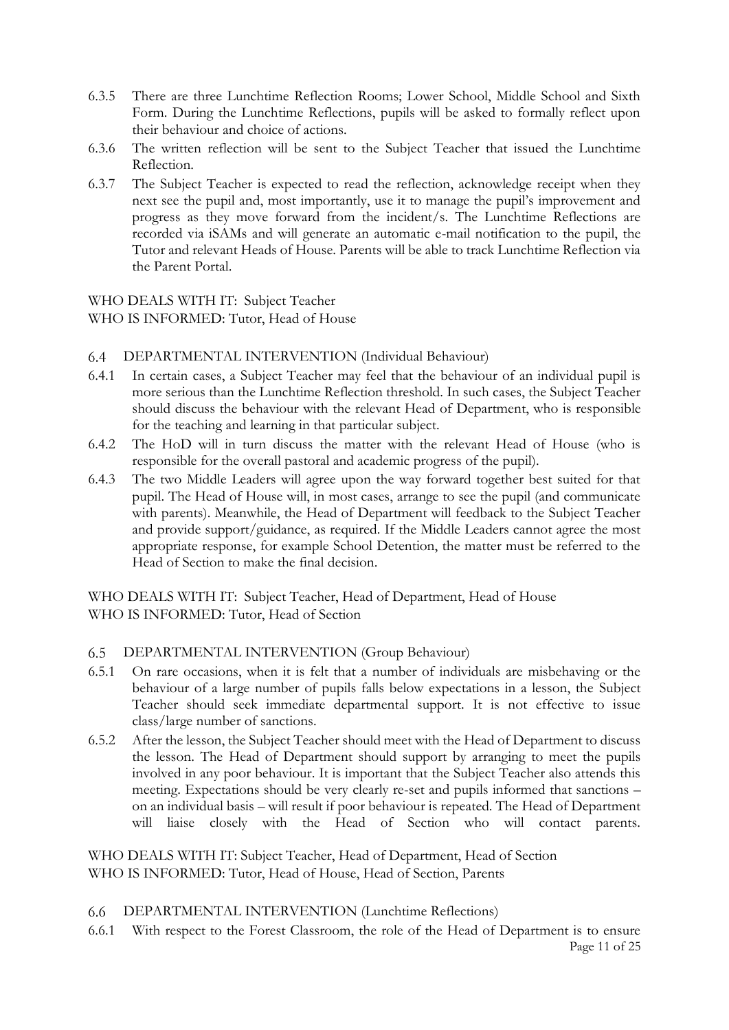6.3.5 There are three Lunchtime Reflection Rooms; Lower School, Middle School and Sixth Form. During the Lunchtime Reflections, pupils will be asked to formally reflect upon their behaviour and choice of actions.

6.3.6 The written reflection will be sent to the Subject Teacher that issued the Lunchtime Reflection.

6.3.7 The Subject Teacher is expected to read the reflection, acknowledge receipt when they next see the pupil and, most importantly, use it to manage the pupil's improvement and progress as they move forward from the incident/s. The Lunchtime Reflections are recorded via iSAMs and will generate an automatic e-mail notification to the pupil, the Tutor and relevant Heads of House. Parents will be able to track Lunchtime Reflection via the Parent Portal.

WHO DEALS WITH IT: Subject Teacher
WHO IS INFORMED: Tutor, Head of House

## 6.4 DEPARTMENTAL INTERVENTION (Individual Behaviour)

6.4.1 In certain cases, a Subject Teacher may feel that the behaviour of an individual pupil is more serious than the Lunchtime Reflection threshold. In such cases, the Subject Teacher should discuss the behaviour with the relevant Head of Department, who is responsible for the teaching and learning in that particular subject.

6.4.2 The HoD will in turn discuss the matter with the relevant Head of House (who is responsible for the overall pastoral and academic progress of the pupil).

6.4.3 The two Middle Leaders will agree upon the way forward together best suited for that pupil. The Head of House will, in most cases, arrange to see the pupil (and communicate with parents). Meanwhile, the Head of Department will feedback to the Subject Teacher and provide support/guidance, as required. If the Middle Leaders cannot agree the most appropriate response, for example School Detention, the matter must be referred to the Head of Section to make the final decision.

WHO DEALS WITH IT: Subject Teacher, Head of Department, Head of House
WHO IS INFORMED: Tutor, Head of Section

## 6.5 DEPARTMENTAL INTERVENTION (Group Behaviour)

6.5.1 On rare occasions, when it is felt that a number of individuals are misbehaving or the behaviour of a large number of pupils falls below expectations in a lesson, the Subject Teacher should seek immediate departmental support. It is not effective to issue class/large number of sanctions.

6.5.2 After the lesson, the Subject Teacher should meet with the Head of Department to discuss the lesson. The Head of Department should support by arranging to meet the pupils involved in any poor behaviour. It is important that the Subject Teacher also attends this meeting. Expectations should be very clearly re-set and pupils informed that sanctions – on an individual basis – will result if poor behaviour is repeated. The Head of Department will liaise closely with the Head of Section who will contact parents.

WHO DEALS WITH IT: Subject Teacher, Head of Department, Head of Section
WHO IS INFORMED: Tutor, Head of House, Head of Section, Parents

## 6.6 DEPARTMENTAL INTERVENTION (Lunchtime Reflections)

6.6.1 With respect to the Forest Classroom, the role of the Head of Department is to ensure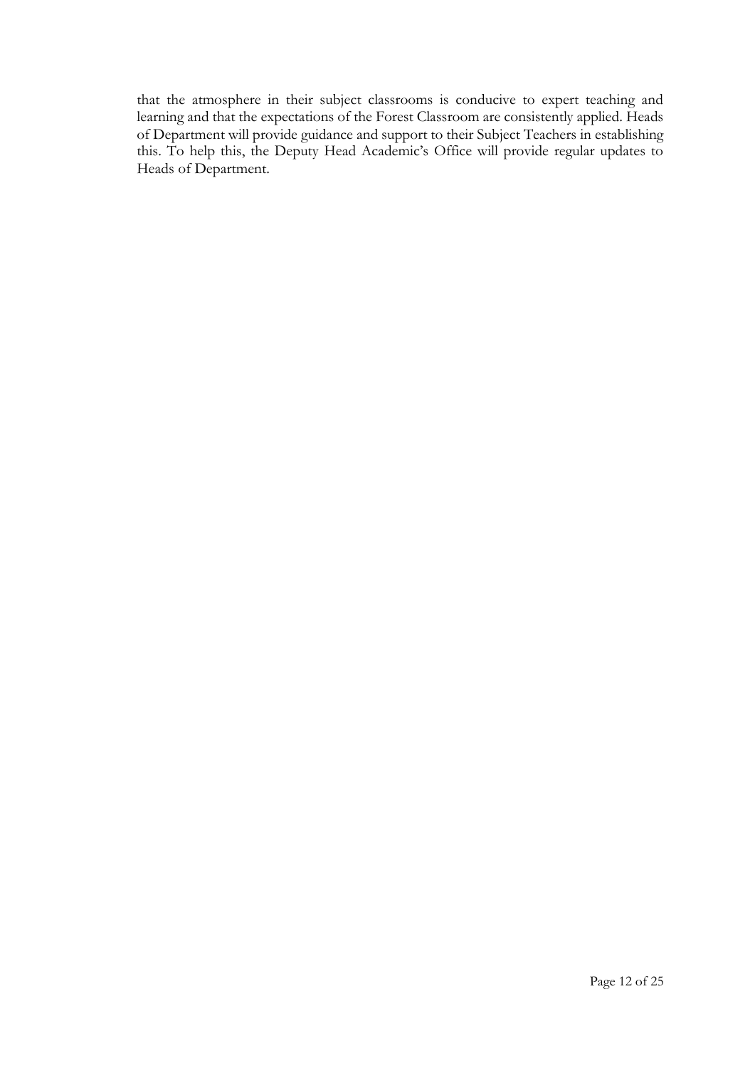that the atmosphere in their subject classrooms is conducive to expert teaching and learning and that the expectations of the Forest Classroom are consistently applied. Heads of Department will provide guidance and support to their Subject Teachers in establishing this. To help this, the Deputy Head Academic's Office will provide regular updates to Heads of Department.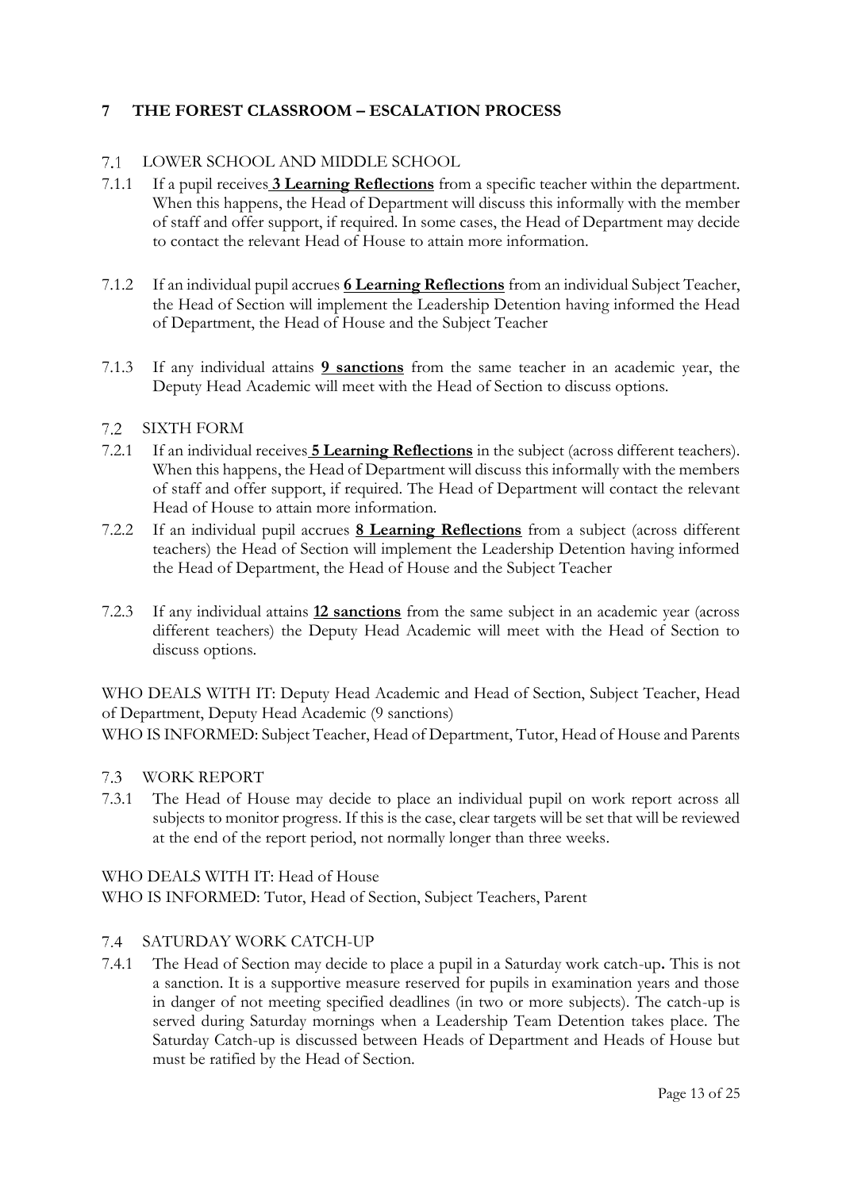# 7 THE FOREST CLASSROOM – ESCALATION PROCESS

## 7.1 LOWER SCHOOL AND MIDDLE SCHOOL

7.1.1 If a pupil receives **3 Learning Reflections** from a specific teacher within the department. When this happens, the Head of Department will discuss this informally with the member of staff and offer support, if required. In some cases, the Head of Department may decide to contact the relevant Head of House to attain more information.

7.1.2 If an individual pupil accrues **6 Learning Reflections** from an individual Subject Teacher, the Head of Section will implement the Leadership Detention having informed the Head of Department, the Head of House and the Subject Teacher

7.1.3 If any individual attains **9 sanctions** from the same teacher in an academic year, the Deputy Head Academic will meet with the Head of Section to discuss options.

## 7.2 SIXTH FORM

7.2.1 If an individual receives **5 Learning Reflections** in the subject (across different teachers). When this happens, the Head of Department will discuss this informally with the members of staff and offer support, if required. The Head of Department will contact the relevant Head of House to attain more information.

7.2.2 If an individual pupil accrues **8 Learning Reflections** from a subject (across different teachers) the Head of Section will implement the Leadership Detention having informed the Head of Department, the Head of House and the Subject Teacher

7.2.3 If any individual attains **12 sanctions** from the same subject in an academic year (across different teachers) the Deputy Head Academic will meet with the Head of Section to discuss options.

WHO DEALS WITH IT: Deputy Head Academic and Head of Section, Subject Teacher, Head of Department, Deputy Head Academic (9 sanctions)

WHO IS INFORMED: Subject Teacher, Head of Department, Tutor, Head of House and Parents

## 7.3 WORK REPORT

7.3.1 The Head of House may decide to place an individual pupil on work report across all subjects to monitor progress. If this is the case, clear targets will be set that will be reviewed at the end of the report period, not normally longer than three weeks.

WHO DEALS WITH IT: Head of House

WHO IS INFORMED: Tutor, Head of Section, Subject Teachers, Parent

## 7.4 SATURDAY WORK CATCH-UP

7.4.1 The Head of Section may decide to place a pupil in a Saturday work catch-up**.** This is not a sanction. It is a supportive measure reserved for pupils in examination years and those in danger of not meeting specified deadlines (in two or more subjects). The catch-up is served during Saturday mornings when a Leadership Team Detention takes place. The Saturday Catch-up is discussed between Heads of Department and Heads of House but must be ratified by the Head of Section.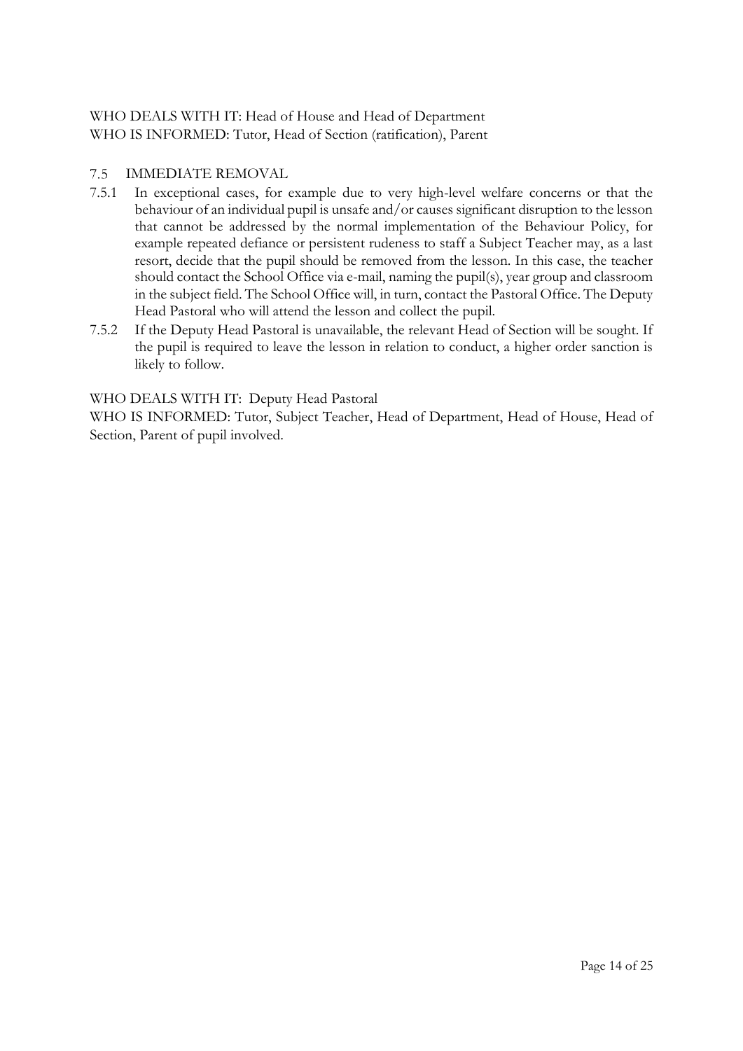WHO DEALS WITH IT: Head of House and Head of Department
WHO IS INFORMED: Tutor, Head of Section (ratification), Parent

## 7.5 IMMEDIATE REMOVAL

7.5.1 In exceptional cases, for example due to very high-level welfare concerns or that the behaviour of an individual pupil is unsafe and/or causes significant disruption to the lesson that cannot be addressed by the normal implementation of the Behaviour Policy, for example repeated defiance or persistent rudeness to staff a Subject Teacher may, as a last resort, decide that the pupil should be removed from the lesson. In this case, the teacher should contact the School Office via e-mail, naming the pupil(s), year group and classroom in the subject field. The School Office will, in turn, contact the Pastoral Office. The Deputy Head Pastoral who will attend the lesson and collect the pupil.

7.5.2 If the Deputy Head Pastoral is unavailable, the relevant Head of Section will be sought. If the pupil is required to leave the lesson in relation to conduct, a higher order sanction is likely to follow.

WHO DEALS WITH IT: Deputy Head Pastoral
WHO IS INFORMED: Tutor, Subject Teacher, Head of Department, Head of House, Head of Section, Parent of pupil involved.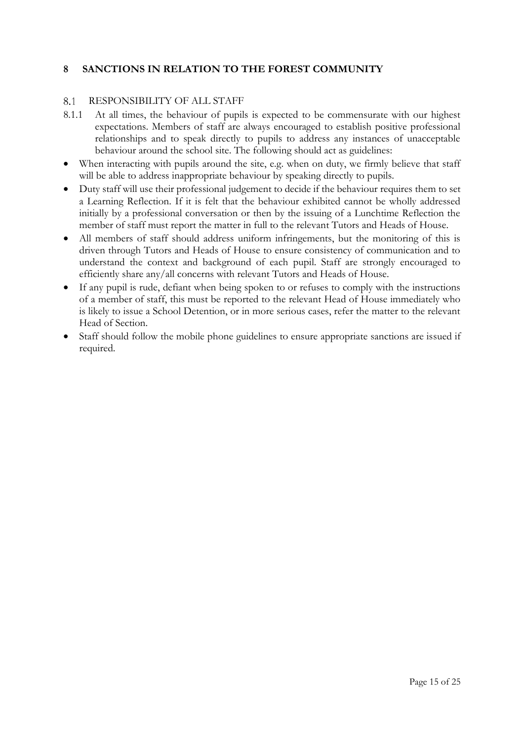## 8 SANCTIONS IN RELATION TO THE FOREST COMMUNITY

### 8.1 RESPONSIBILITY OF ALL STAFF

8.1.1 At all times, the behaviour of pupils is expected to be commensurate with our highest expectations. Members of staff are always encouraged to establish positive professional relationships and to speak directly to pupils to address any instances of unacceptable behaviour around the school site. The following should act as guidelines:

- When interacting with pupils around the site, e.g. when on duty, we firmly believe that staff will be able to address inappropriate behaviour by speaking directly to pupils.
- Duty staff will use their professional judgement to decide if the behaviour requires them to set a Learning Reflection. If it is felt that the behaviour exhibited cannot be wholly addressed initially by a professional conversation or then by the issuing of a Lunchtime Reflection the member of staff must report the matter in full to the relevant Tutors and Heads of House.
- All members of staff should address uniform infringements, but the monitoring of this is driven through Tutors and Heads of House to ensure consistency of communication and to understand the context and background of each pupil. Staff are strongly encouraged to efficiently share any/all concerns with relevant Tutors and Heads of House.
- If any pupil is rude, defiant when being spoken to or refuses to comply with the instructions of a member of staff, this must be reported to the relevant Head of House immediately who is likely to issue a School Detention, or in more serious cases, refer the matter to the relevant Head of Section.
- Staff should follow the mobile phone guidelines to ensure appropriate sanctions are issued if required.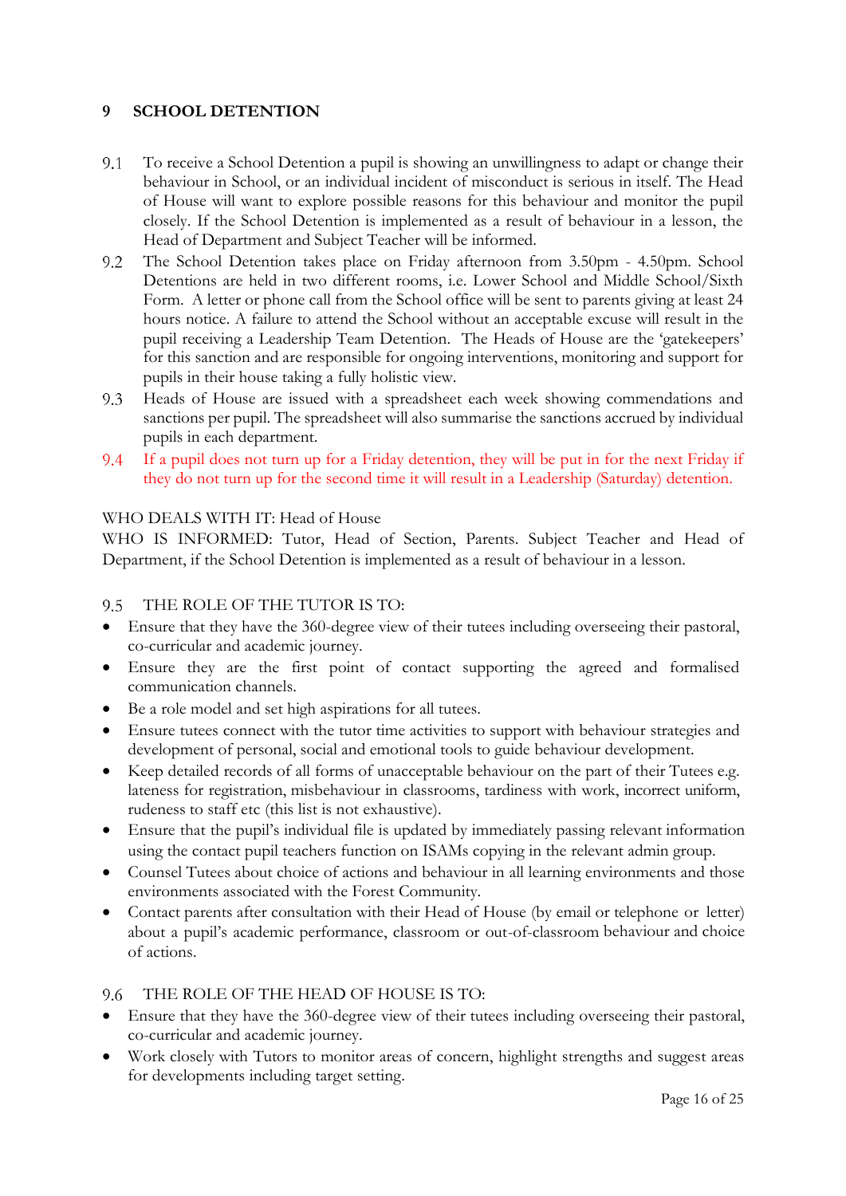## 9 SCHOOL DETENTION

9.1 To receive a School Detention a pupil is showing an unwillingness to adapt or change their behaviour in School, or an individual incident of misconduct is serious in itself. The Head of House will want to explore possible reasons for this behaviour and monitor the pupil closely. If the School Detention is implemented as a result of behaviour in a lesson, the Head of Department and Subject Teacher will be informed.

9.2 The School Detention takes place on Friday afternoon from 3.50pm - 4.50pm. School Detentions are held in two different rooms, i.e. Lower School and Middle School/Sixth Form. A letter or phone call from the School office will be sent to parents giving at least 24 hours notice. A failure to attend the School without an acceptable excuse will result in the pupil receiving a Leadership Team Detention. The Heads of House are the 'gatekeepers' for this sanction and are responsible for ongoing interventions, monitoring and support for pupils in their house taking a fully holistic view.

9.3 Heads of House are issued with a spreadsheet each week showing commendations and sanctions per pupil. The spreadsheet will also summarise the sanctions accrued by individual pupils in each department.

9.4 If a pupil does not turn up for a Friday detention, they will be put in for the next Friday if they do not turn up for the second time it will result in a Leadership (Saturday) detention.

WHO DEALS WITH IT: Head of House
WHO IS INFORMED: Tutor, Head of Section, Parents. Subject Teacher and Head of Department, if the School Detention is implemented as a result of behaviour in a lesson.

9.5 THE ROLE OF THE TUTOR IS TO:

- Ensure that they have the 360-degree view of their tutees including overseeing their pastoral, co-curricular and academic journey.
- Ensure they are the first point of contact supporting the agreed and formalised communication channels.
- Be a role model and set high aspirations for all tutees.
- Ensure tutees connect with the tutor time activities to support with behaviour strategies and development of personal, social and emotional tools to guide behaviour development.
- Keep detailed records of all forms of unacceptable behaviour on the part of their Tutees e.g. lateness for registration, misbehaviour in classrooms, tardiness with work, incorrect uniform, rudeness to staff etc (this list is not exhaustive).
- Ensure that the pupil's individual file is updated by immediately passing relevant information using the contact pupil teachers function on ISAMs copying in the relevant admin group.
- Counsel Tutees about choice of actions and behaviour in all learning environments and those environments associated with the Forest Community.
- Contact parents after consultation with their Head of House (by email or telephone or letter) about a pupil's academic performance, classroom or out-of-classroom behaviour and choice of actions.

9.6 THE ROLE OF THE HEAD OF HOUSE IS TO:

- Ensure that they have the 360-degree view of their tutees including overseeing their pastoral, co-curricular and academic journey.
- Work closely with Tutors to monitor areas of concern, highlight strengths and suggest areas for developments including target setting.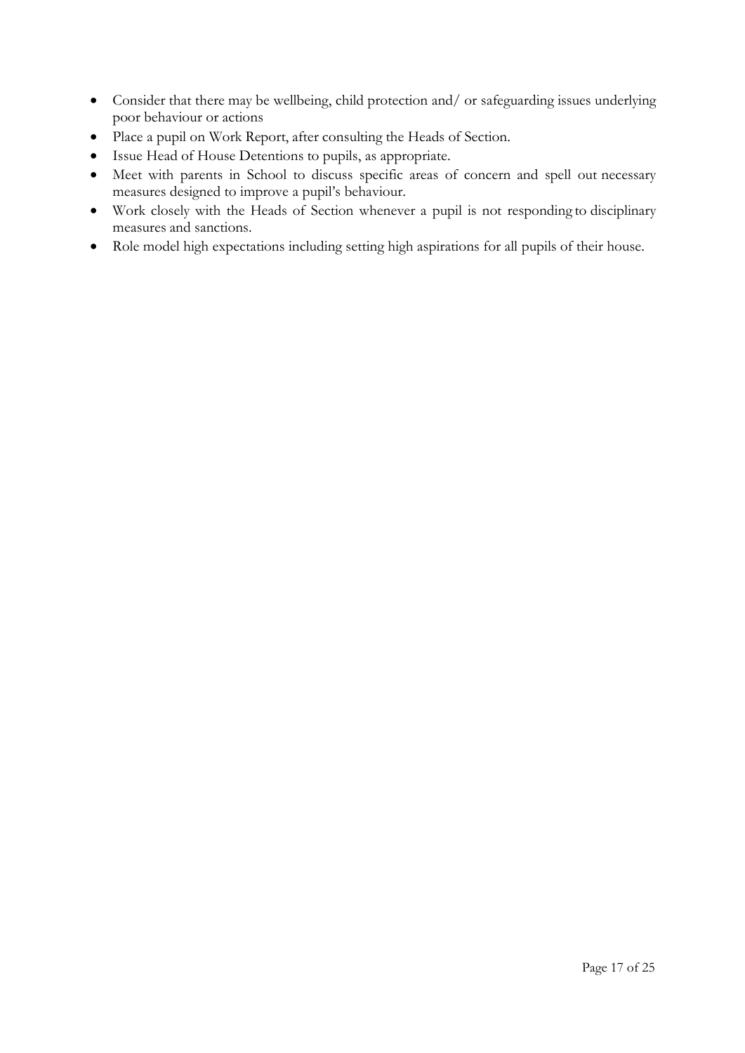- Consider that there may be wellbeing, child protection and/ or safeguarding issues underlying poor behaviour or actions
- Place a pupil on Work Report, after consulting the Heads of Section.
- Issue Head of House Detentions to pupils, as appropriate.
- Meet with parents in School to discuss specific areas of concern and spell out necessary measures designed to improve a pupil's behaviour.
- Work closely with the Heads of Section whenever a pupil is not responding to disciplinary measures and sanctions.
- Role model high expectations including setting high aspirations for all pupils of their house.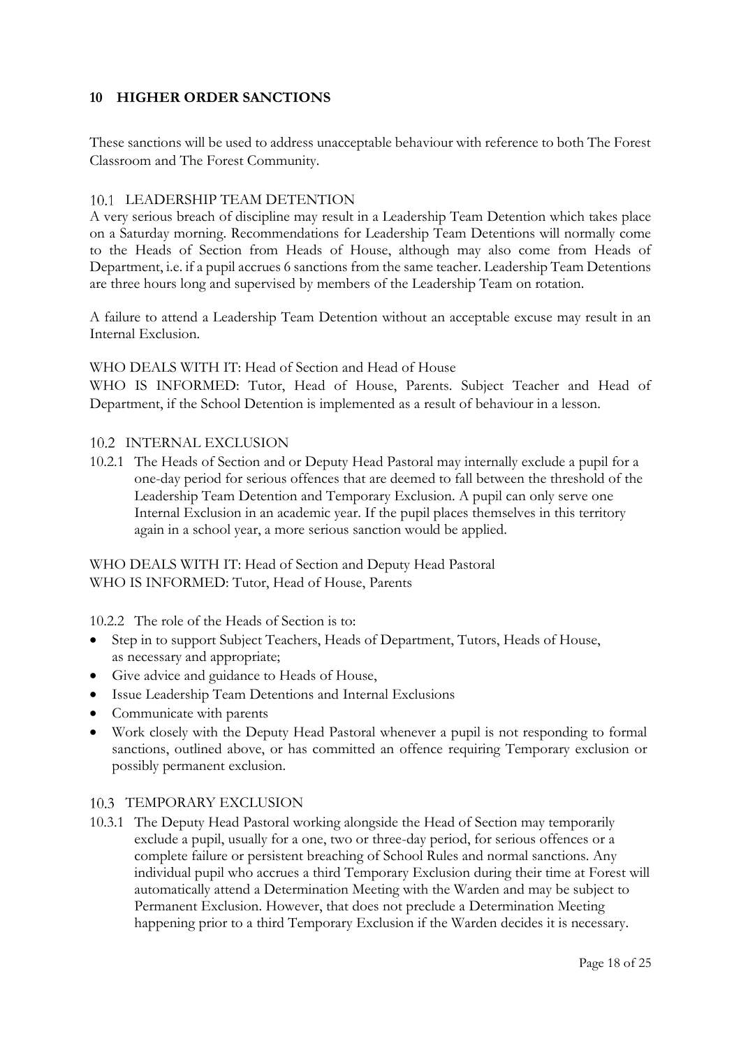## 10 HIGHER ORDER SANCTIONS

These sanctions will be used to address unacceptable behaviour with reference to both The Forest Classroom and The Forest Community.

### 10.1 LEADERSHIP TEAM DETENTION

A very serious breach of discipline may result in a Leadership Team Detention which takes place on a Saturday morning. Recommendations for Leadership Team Detentions will normally come to the Heads of Section from Heads of House, although may also come from Heads of Department, i.e. if a pupil accrues 6 sanctions from the same teacher. Leadership Team Detentions are three hours long and supervised by members of the Leadership Team on rotation.

A failure to attend a Leadership Team Detention without an acceptable excuse may result in an Internal Exclusion.

WHO DEALS WITH IT: Head of Section and Head of House

WHO IS INFORMED: Tutor, Head of House, Parents. Subject Teacher and Head of Department, if the School Detention is implemented as a result of behaviour in a lesson.

### 10.2 INTERNAL EXCLUSION

10.2.1 The Heads of Section and or Deputy Head Pastoral may internally exclude a pupil for a one-day period for serious offences that are deemed to fall between the threshold of the Leadership Team Detention and Temporary Exclusion. A pupil can only serve one Internal Exclusion in an academic year. If the pupil places themselves in this territory again in a school year, a more serious sanction would be applied.

WHO DEALS WITH IT: Head of Section and Deputy Head Pastoral

WHO IS INFORMED: Tutor, Head of House, Parents

10.2.2 The role of the Heads of Section is to:

- Step in to support Subject Teachers, Heads of Department, Tutors, Heads of House, as necessary and appropriate;
- Give advice and guidance to Heads of House,
- Issue Leadership Team Detentions and Internal Exclusions
- Communicate with parents
- Work closely with the Deputy Head Pastoral whenever a pupil is not responding to formal sanctions, outlined above, or has committed an offence requiring Temporary exclusion or possibly permanent exclusion.

### 10.3 TEMPORARY EXCLUSION

10.3.1 The Deputy Head Pastoral working alongside the Head of Section may temporarily exclude a pupil, usually for a one, two or three-day period, for serious offences or a complete failure or persistent breaching of School Rules and normal sanctions. Any individual pupil who accrues a third Temporary Exclusion during their time at Forest will automatically attend a Determination Meeting with the Warden and may be subject to Permanent Exclusion. However, that does not preclude a Determination Meeting happening prior to a third Temporary Exclusion if the Warden decides it is necessary.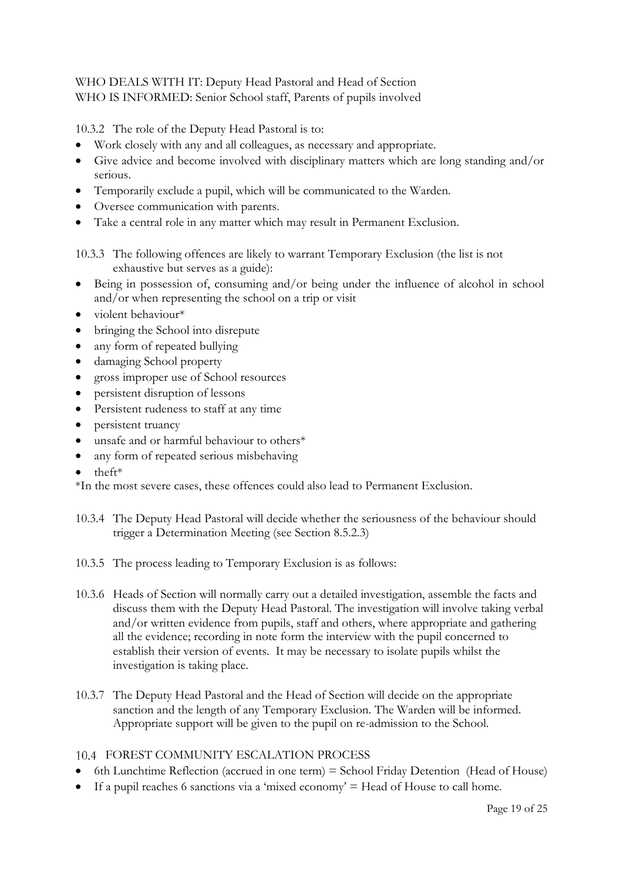WHO DEALS WITH IT: Deputy Head Pastoral and Head of Section
WHO IS INFORMED: Senior School staff, Parents of pupils involved

10.3.2 The role of the Deputy Head Pastoral is to:

- Work closely with any and all colleagues, as necessary and appropriate.
- Give advice and become involved with disciplinary matters which are long standing and/or serious.
- Temporarily exclude a pupil, which will be communicated to the Warden.
- Oversee communication with parents.
- Take a central role in any matter which may result in Permanent Exclusion.

10.3.3 The following offences are likely to warrant Temporary Exclusion (the list is not exhaustive but serves as a guide):

- Being in possession of, consuming and/or being under the influence of alcohol in school and/or when representing the school on a trip or visit
- violent behaviour*
- bringing the School into disrepute
- any form of repeated bullying
- damaging School property
- gross improper use of School resources
- persistent disruption of lessons
- Persistent rudeness to staff at any time
- persistent truancy
- unsafe and or harmful behaviour to others*
- any form of repeated serious misbehaving
- theft*

*In the most severe cases, these offences could also lead to Permanent Exclusion.

10.3.4 The Deputy Head Pastoral will decide whether the seriousness of the behaviour should trigger a Determination Meeting (see Section 8.5.2.3)

10.3.5 The process leading to Temporary Exclusion is as follows:

10.3.6 Heads of Section will normally carry out a detailed investigation, assemble the facts and discuss them with the Deputy Head Pastoral. The investigation will involve taking verbal and/or written evidence from pupils, staff and others, where appropriate and gathering all the evidence; recording in note form the interview with the pupil concerned to establish their version of events. It may be necessary to isolate pupils whilst the investigation is taking place.

10.3.7 The Deputy Head Pastoral and the Head of Section will decide on the appropriate sanction and the length of any Temporary Exclusion. The Warden will be informed. Appropriate support will be given to the pupil on re-admission to the School.

## 10.4 FOREST COMMUNITY ESCALATION PROCESS

- 6th Lunchtime Reflection (accrued in one term) = School Friday Detention (Head of House)
- If a pupil reaches 6 sanctions via a 'mixed economy' = Head of House to call home.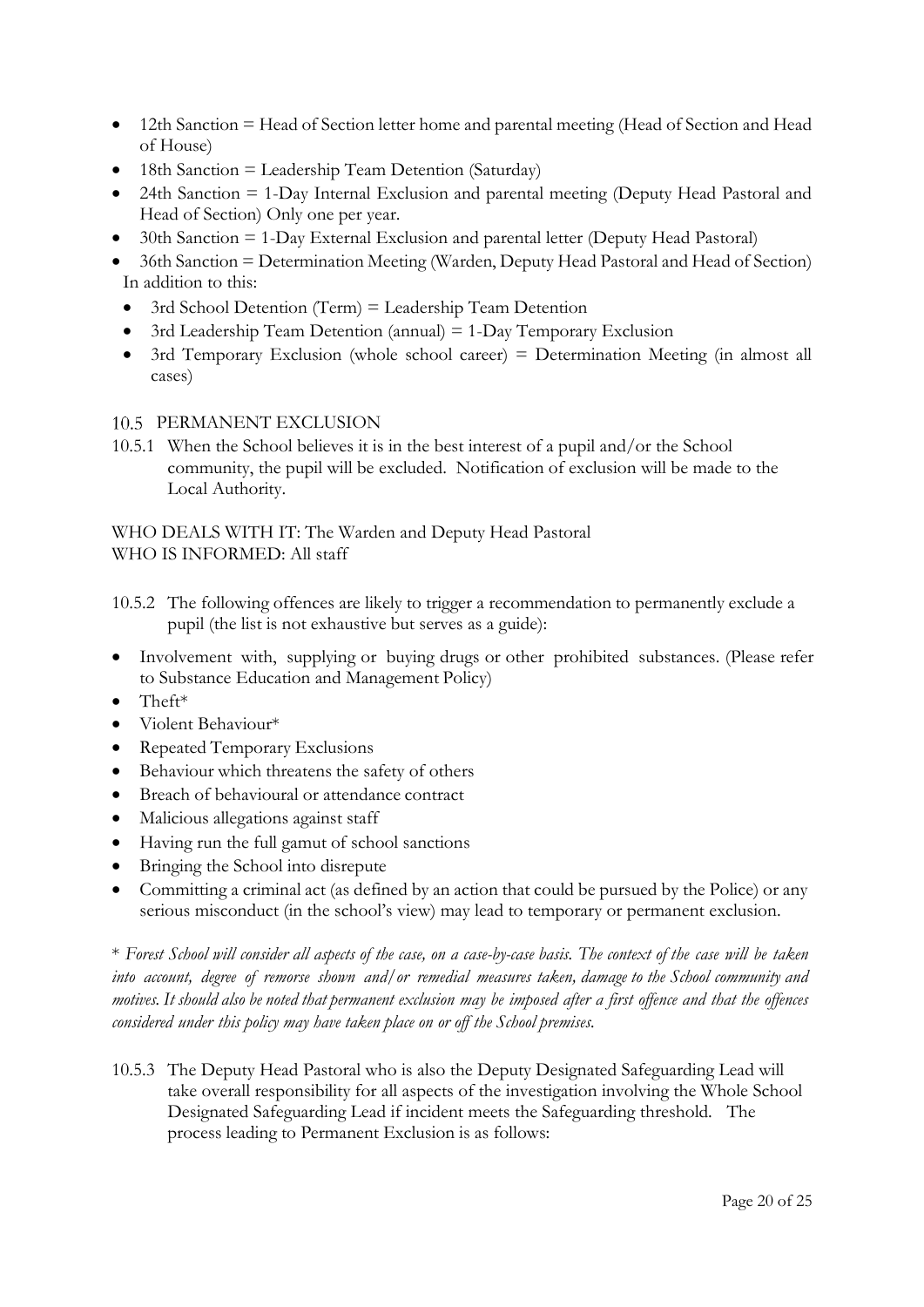- 12th Sanction = Head of Section letter home and parental meeting (Head of Section and Head of House)
- 18th Sanction = Leadership Team Detention (Saturday)
- 24th Sanction = 1-Day Internal Exclusion and parental meeting (Deputy Head Pastoral and Head of Section) Only one per year.
- 30th Sanction = 1-Day External Exclusion and parental letter (Deputy Head Pastoral)
- 36th Sanction = Determination Meeting (Warden, Deputy Head Pastoral and Head of Section)

In addition to this:

- 3rd School Detention (Term) = Leadership Team Detention
- 3rd Leadership Team Detention (annual) = 1-Day Temporary Exclusion
- 3rd Temporary Exclusion (whole school career) = Determination Meeting (in almost all cases)

## 10.5 PERMANENT EXCLUSION

10.5.1 When the School believes it is in the best interest of a pupil and/or the School community, the pupil will be excluded. Notification of exclusion will be made to the Local Authority.

WHO DEALS WITH IT: The Warden and Deputy Head Pastoral
WHO IS INFORMED: All staff

10.5.2 The following offences are likely to trigger a recommendation to permanently exclude a pupil (the list is not exhaustive but serves as a guide):

- Involvement with, supplying or buying drugs or other prohibited substances. (Please refer to Substance Education and Management Policy)
- Theft*
- Violent Behaviour*
- Repeated Temporary Exclusions
- Behaviour which threatens the safety of others
- Breach of behavioural or attendance contract
- Malicious allegations against staff
- Having run the full gamut of school sanctions
- Bringing the School into disrepute
- Committing a criminal act (as defined by an action that could be pursued by the Police) or any serious misconduct (in the school's view) may lead to temporary or permanent exclusion.

\* *Forest School will consider all aspects of the case, on a case-by-case basis. The context of the case will be taken into account, degree of remorse shown and/or remedial measures taken, damage to the School community and motives. It should also be noted that permanent exclusion may be imposed after a first offence and that the offences considered under this policy may have taken place on or off the School premises.*

10.5.3 The Deputy Head Pastoral who is also the Deputy Designated Safeguarding Lead will take overall responsibility for all aspects of the investigation involving the Whole School Designated Safeguarding Lead if incident meets the Safeguarding threshold. The process leading to Permanent Exclusion is as follows: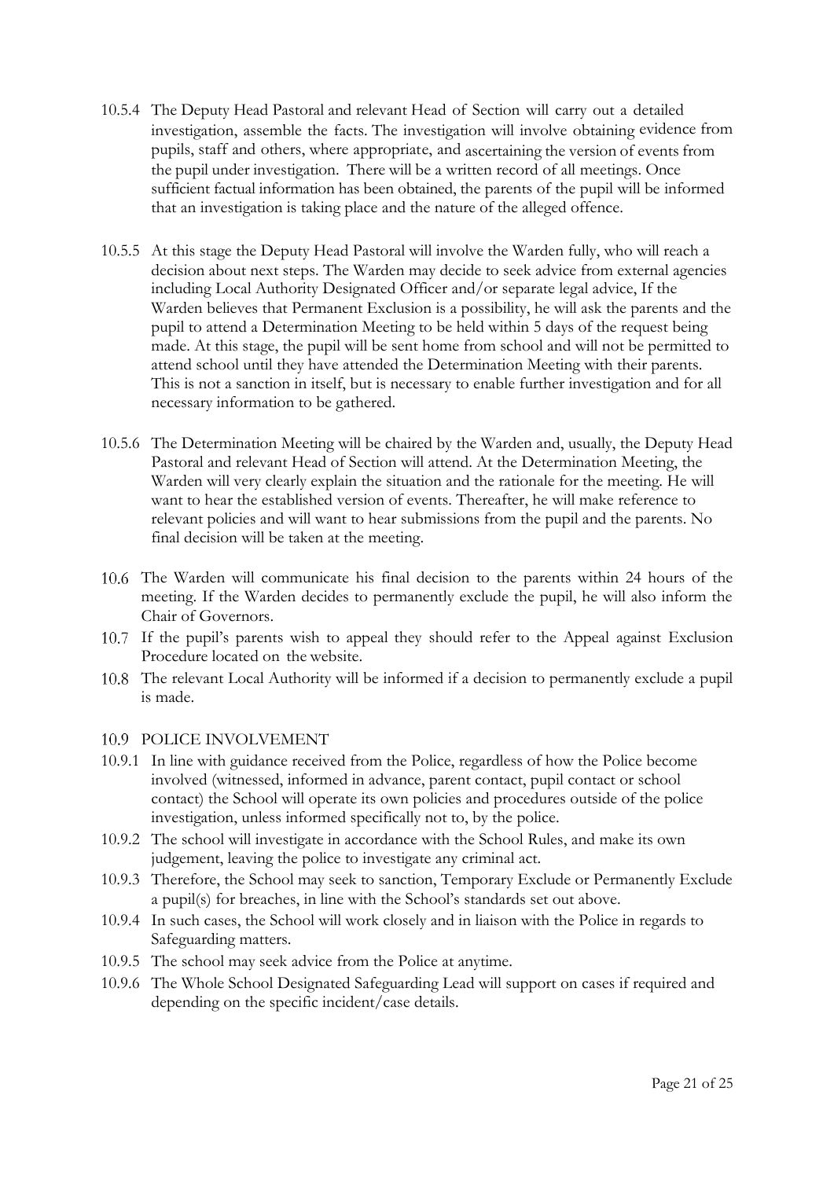10.5.4 The Deputy Head Pastoral and relevant Head of Section will carry out a detailed investigation, assemble the facts. The investigation will involve obtaining evidence from pupils, staff and others, where appropriate, and ascertaining the version of events from the pupil under investigation. There will be a written record of all meetings. Once sufficient factual information has been obtained, the parents of the pupil will be informed that an investigation is taking place and the nature of the alleged offence.

10.5.5 At this stage the Deputy Head Pastoral will involve the Warden fully, who will reach a decision about next steps. The Warden may decide to seek advice from external agencies including Local Authority Designated Officer and/or separate legal advice, If the Warden believes that Permanent Exclusion is a possibility, he will ask the parents and the pupil to attend a Determination Meeting to be held within 5 days of the request being made. At this stage, the pupil will be sent home from school and will not be permitted to attend school until they have attended the Determination Meeting with their parents. This is not a sanction in itself, but is necessary to enable further investigation and for all necessary information to be gathered.

10.5.6 The Determination Meeting will be chaired by the Warden and, usually, the Deputy Head Pastoral and relevant Head of Section will attend. At the Determination Meeting, the Warden will very clearly explain the situation and the rationale for the meeting. He will want to hear the established version of events. Thereafter, he will make reference to relevant policies and will want to hear submissions from the pupil and the parents. No final decision will be taken at the meeting.

10.6 The Warden will communicate his final decision to the parents within 24 hours of the meeting. If the Warden decides to permanently exclude the pupil, he will also inform the Chair of Governors.

10.7 If the pupil's parents wish to appeal they should refer to the Appeal against Exclusion Procedure located on the website.

10.8 The relevant Local Authority will be informed if a decision to permanently exclude a pupil is made.

10.9 POLICE INVOLVEMENT

10.9.1 In line with guidance received from the Police, regardless of how the Police become involved (witnessed, informed in advance, parent contact, pupil contact or school contact) the School will operate its own policies and procedures outside of the police investigation, unless informed specifically not to, by the police.

10.9.2 The school will investigate in accordance with the School Rules, and make its own judgement, leaving the police to investigate any criminal act.

10.9.3 Therefore, the School may seek to sanction, Temporary Exclude or Permanently Exclude a pupil(s) for breaches, in line with the School's standards set out above.

10.9.4 In such cases, the School will work closely and in liaison with the Police in regards to Safeguarding matters.

10.9.5 The school may seek advice from the Police at anytime.

10.9.6 The Whole School Designated Safeguarding Lead will support on cases if required and depending on the specific incident/case details.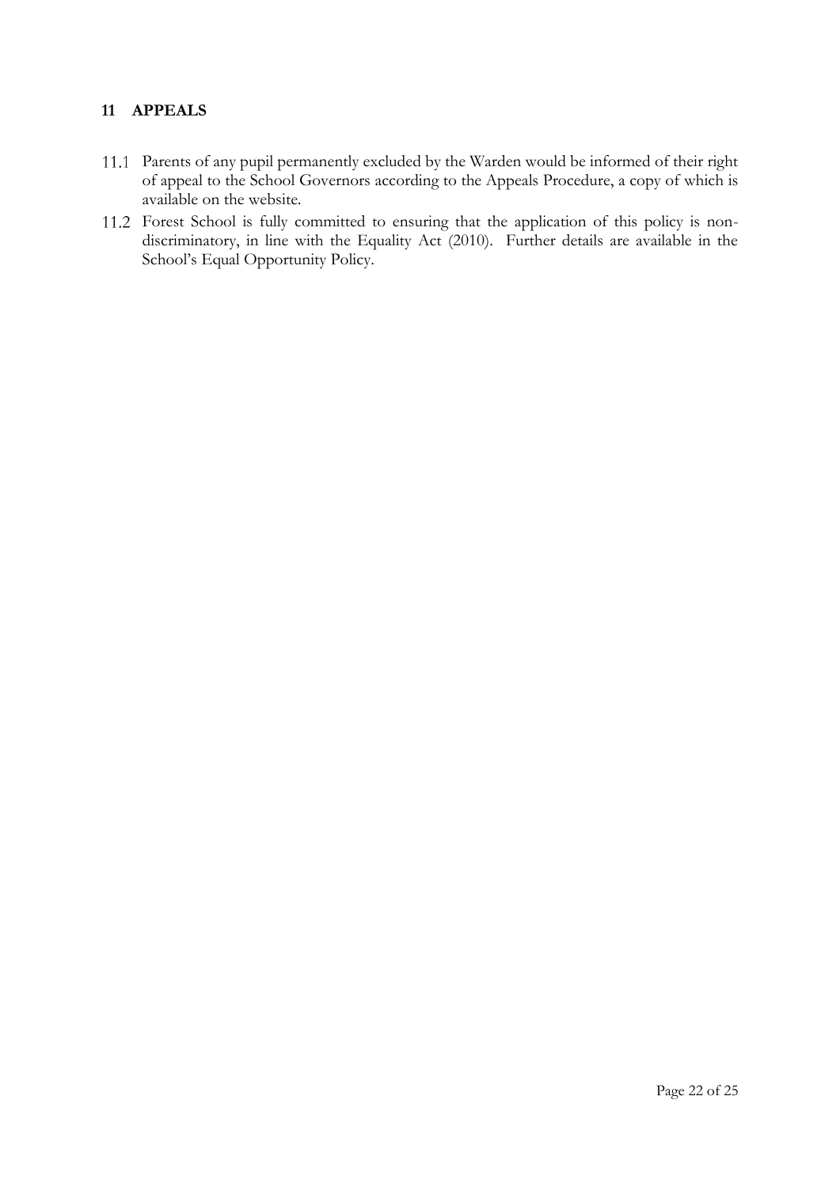## 11 APPEALS

11.1 Parents of any pupil permanently excluded by the Warden would be informed of their right of appeal to the School Governors according to the Appeals Procedure, a copy of which is available on the website.

11.2 Forest School is fully committed to ensuring that the application of this policy is non-discriminatory, in line with the Equality Act (2010). Further details are available in the School's Equal Opportunity Policy.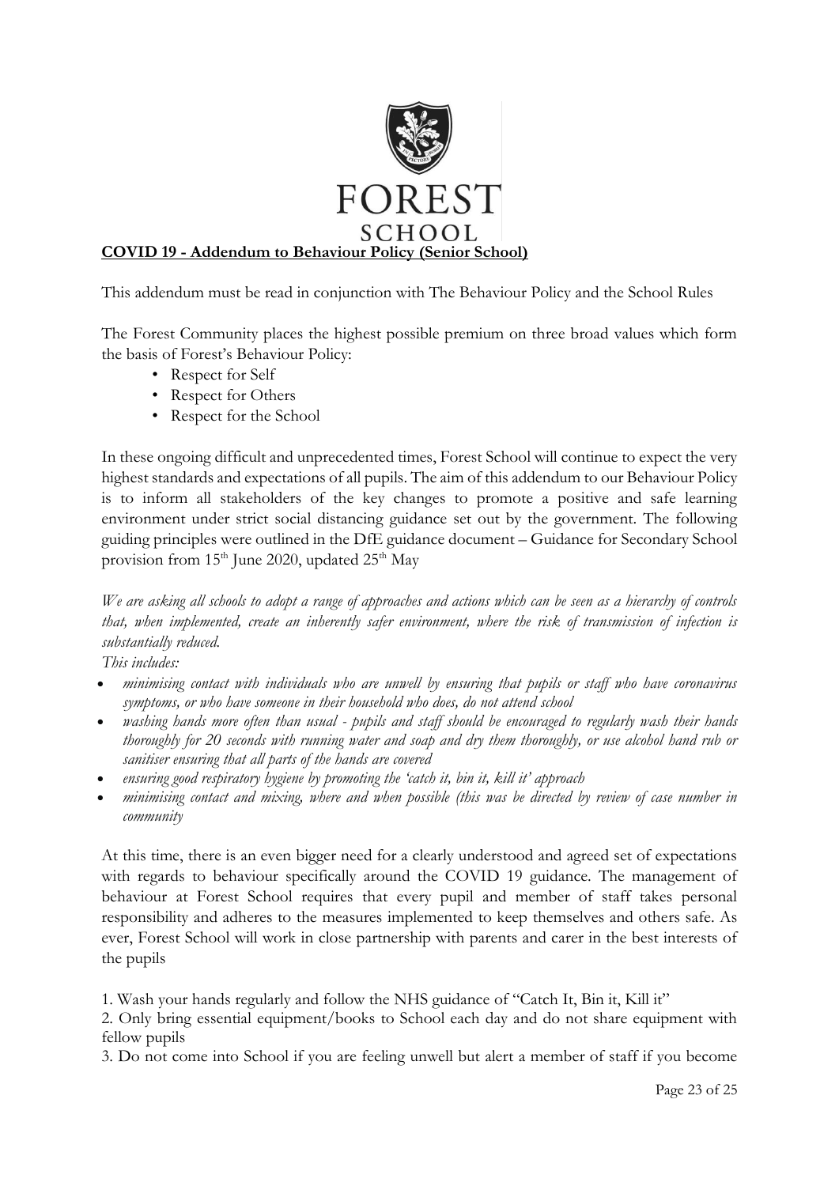FOREST SCHOOL

**COVID 19 - Addendum to Behaviour Policy (Senior School)**

This addendum must be read in conjunction with The Behaviour Policy and the School Rules

The Forest Community places the highest possible premium on three broad values which form the basis of Forest's Behaviour Policy:

- Respect for Self
- Respect for Others
- Respect for the School

In these ongoing difficult and unprecedented times, Forest School will continue to expect the very highest standards and expectations of all pupils. The aim of this addendum to our Behaviour Policy is to inform all stakeholders of the key changes to promote a positive and safe learning environment under strict social distancing guidance set out by the government. The following guiding principles were outlined in the DfE guidance document – Guidance for Secondary School provision from 15th June 2020, updated 25th May

*We are asking all schools to adopt a range of approaches and actions which can be seen as a hierarchy of controls that, when implemented, create an inherently safer environment, where the risk of transmission of infection is substantially reduced.*

*This includes:*

- *minimising contact with individuals who are unwell by ensuring that pupils or staff who have coronavirus symptoms, or who have someone in their household who does, do not attend school*
- *washing hands more often than usual - pupils and staff should be encouraged to regularly wash their hands thoroughly for 20 seconds with running water and soap and dry them thoroughly, or use alcohol hand rub or sanitiser ensuring that all parts of the hands are covered*
- *ensuring good respiratory hygiene by promoting the 'catch it, bin it, kill it' approach*
- *minimising contact and mixing, where and when possible (this was be directed by review of case number in community*

At this time, there is an even bigger need for a clearly understood and agreed set of expectations with regards to behaviour specifically around the COVID 19 guidance. The management of behaviour at Forest School requires that every pupil and member of staff takes personal responsibility and adheres to the measures implemented to keep themselves and others safe. As ever, Forest School will work in close partnership with parents and carer in the best interests of the pupils

1. Wash your hands regularly and follow the NHS guidance of "Catch It, Bin it, Kill it"
2. Only bring essential equipment/books to School each day and do not share equipment with fellow pupils
3. Do not come into School if you are feeling unwell but alert a member of staff if you become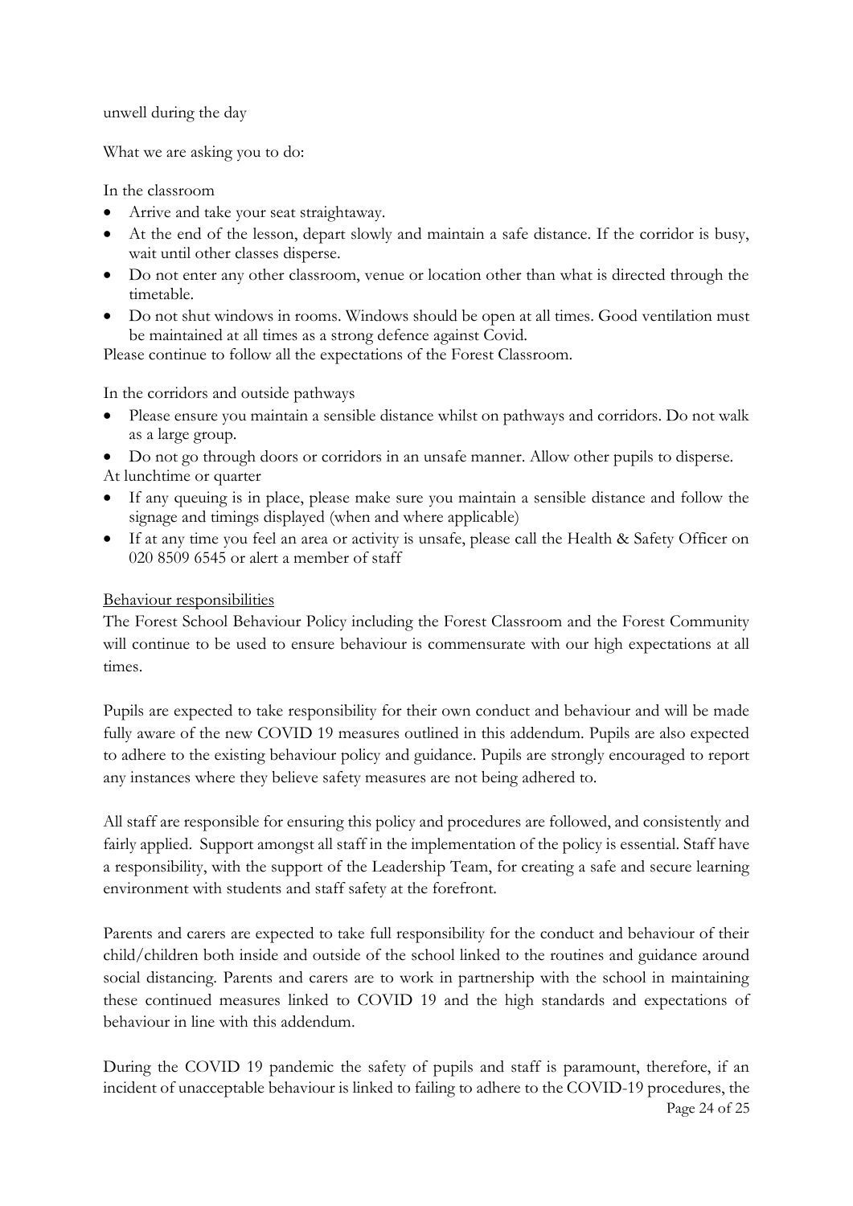unwell during the day

What we are asking you to do:

In the classroom

- Arrive and take your seat straightaway.
- At the end of the lesson, depart slowly and maintain a safe distance. If the corridor is busy, wait until other classes disperse.
- Do not enter any other classroom, venue or location other than what is directed through the timetable.
- Do not shut windows in rooms. Windows should be open at all times. Good ventilation must be maintained at all times as a strong defence against Covid.

Please continue to follow all the expectations of the Forest Classroom.

In the corridors and outside pathways

- Please ensure you maintain a sensible distance whilst on pathways and corridors. Do not walk as a large group.
- Do not go through doors or corridors in an unsafe manner. Allow other pupils to disperse.

At lunchtime or quarter

- If any queuing is in place, please make sure you maintain a sensible distance and follow the signage and timings displayed (when and where applicable)
- If at any time you feel an area or activity is unsafe, please call the Health & Safety Officer on 020 8509 6545 or alert a member of staff

<u>Behaviour responsibilities</u>

The Forest School Behaviour Policy including the Forest Classroom and the Forest Community will continue to be used to ensure behaviour is commensurate with our high expectations at all times.

Pupils are expected to take responsibility for their own conduct and behaviour and will be made fully aware of the new COVID 19 measures outlined in this addendum. Pupils are also expected to adhere to the existing behaviour policy and guidance. Pupils are strongly encouraged to report any instances where they believe safety measures are not being adhered to.

All staff are responsible for ensuring this policy and procedures are followed, and consistently and fairly applied. Support amongst all staff in the implementation of the policy is essential. Staff have a responsibility, with the support of the Leadership Team, for creating a safe and secure learning environment with students and staff safety at the forefront.

Parents and carers are expected to take full responsibility for the conduct and behaviour of their child/children both inside and outside of the school linked to the routines and guidance around social distancing. Parents and carers are to work in partnership with the school in maintaining these continued measures linked to COVID 19 and the high standards and expectations of behaviour in line with this addendum.

During the COVID 19 pandemic the safety of pupils and staff is paramount, therefore, if an incident of unacceptable behaviour is linked to failing to adhere to the COVID-19 procedures, the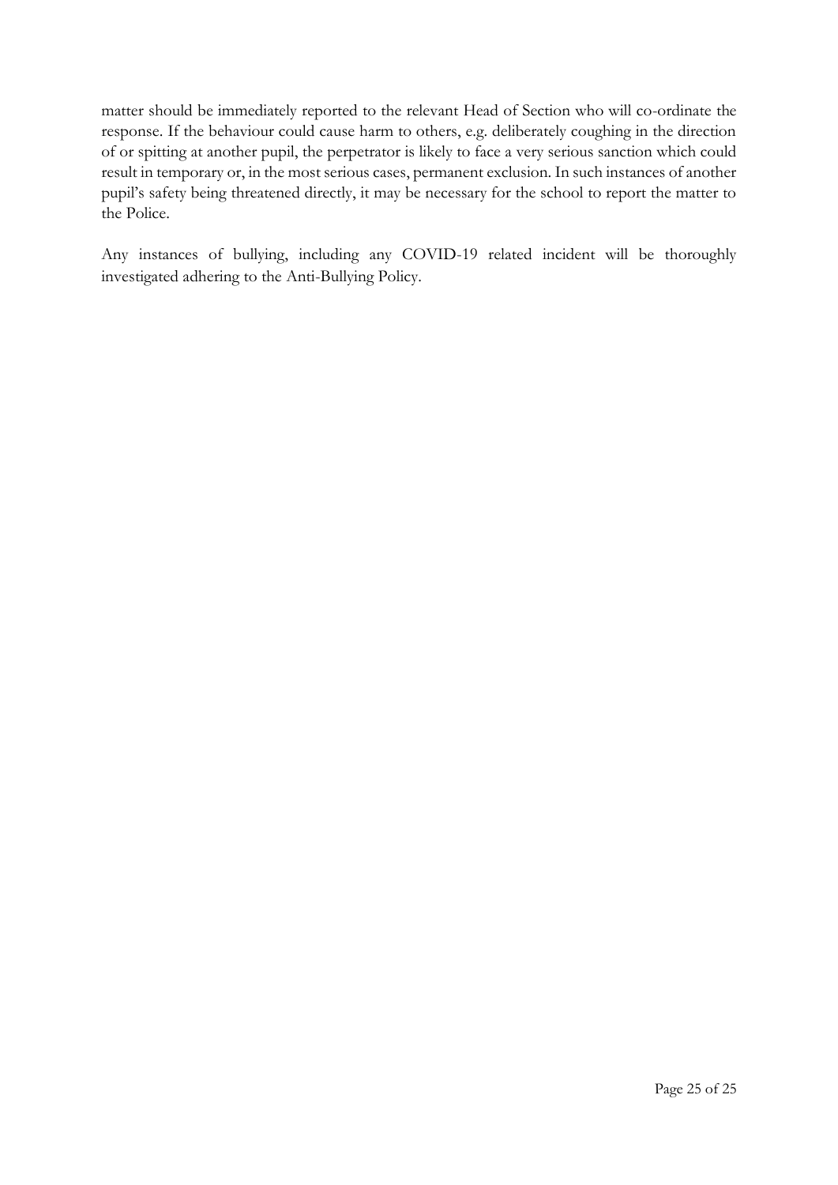matter should be immediately reported to the relevant Head of Section who will co-ordinate the response. If the behaviour could cause harm to others, e.g. deliberately coughing in the direction of or spitting at another pupil, the perpetrator is likely to face a very serious sanction which could result in temporary or, in the most serious cases, permanent exclusion. In such instances of another pupil's safety being threatened directly, it may be necessary for the school to report the matter to the Police.

Any instances of bullying, including any COVID-19 related incident will be thoroughly investigated adhering to the Anti-Bullying Policy.